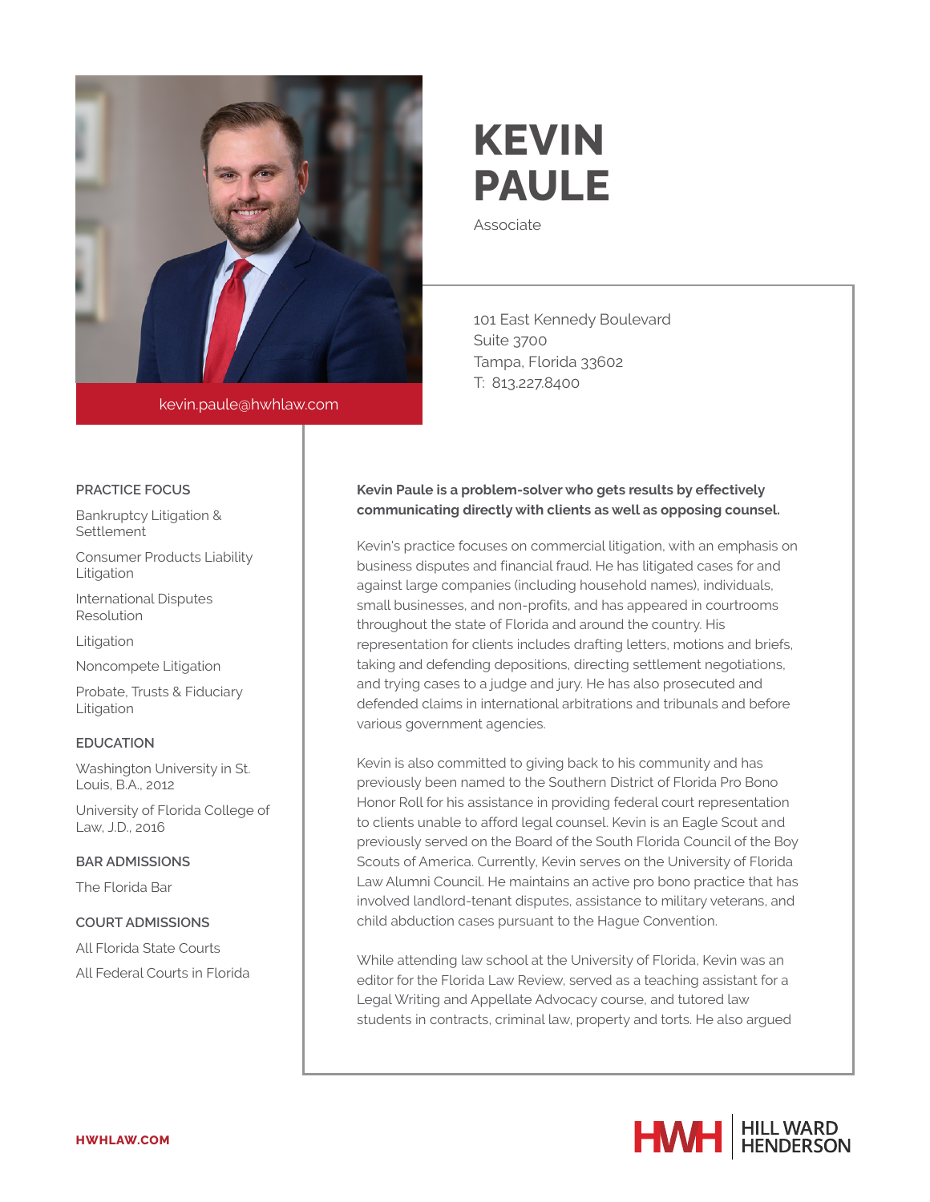# KEVIN PAULE

Associate

kevin.paule@hwhlaw.com

101 East Kennedy Boulevard
Suite 3700
Tampa, Florida 33602
T: 813.227.8400

## PRACTICE FOCUS

Bankruptcy Litigation & Settlement

Consumer Products Liability Litigation

International Disputes Resolution

Litigation

Noncompete Litigation

Probate, Trusts & Fiduciary Litigation

## EDUCATION

Washington University in St. Louis, B.A., 2012

University of Florida College of Law, J.D., 2016

## BAR ADMISSIONS

The Florida Bar

## COURT ADMISSIONS

All Florida State Courts

All Federal Courts in Florida

**Kevin Paule is a problem-solver who gets results by effectively communicating directly with clients as well as opposing counsel.**

Kevin's practice focuses on commercial litigation, with an emphasis on business disputes and financial fraud. He has litigated cases for and against large companies (including household names), individuals, small businesses, and non-profits, and has appeared in courtrooms throughout the state of Florida and around the country. His representation for clients includes drafting letters, motions and briefs, taking and defending depositions, directing settlement negotiations, and trying cases to a judge and jury. He has also prosecuted and defended claims in international arbitrations and tribunals and before various government agencies.

Kevin is also committed to giving back to his community and has previously been named to the Southern District of Florida Pro Bono Honor Roll for his assistance in providing federal court representation to clients unable to afford legal counsel. Kevin is an Eagle Scout and previously served on the Board of the South Florida Council of the Boy Scouts of America. Currently, Kevin serves on the University of Florida Law Alumni Council. He maintains an active pro bono practice that has involved landlord-tenant disputes, assistance to military veterans, and child abduction cases pursuant to the Hague Convention.

While attending law school at the University of Florida, Kevin was an editor for the Florida Law Review, served as a teaching assistant for a Legal Writing and Appellate Advocacy course, and tutored law students in contracts, criminal law, property and torts. He also argued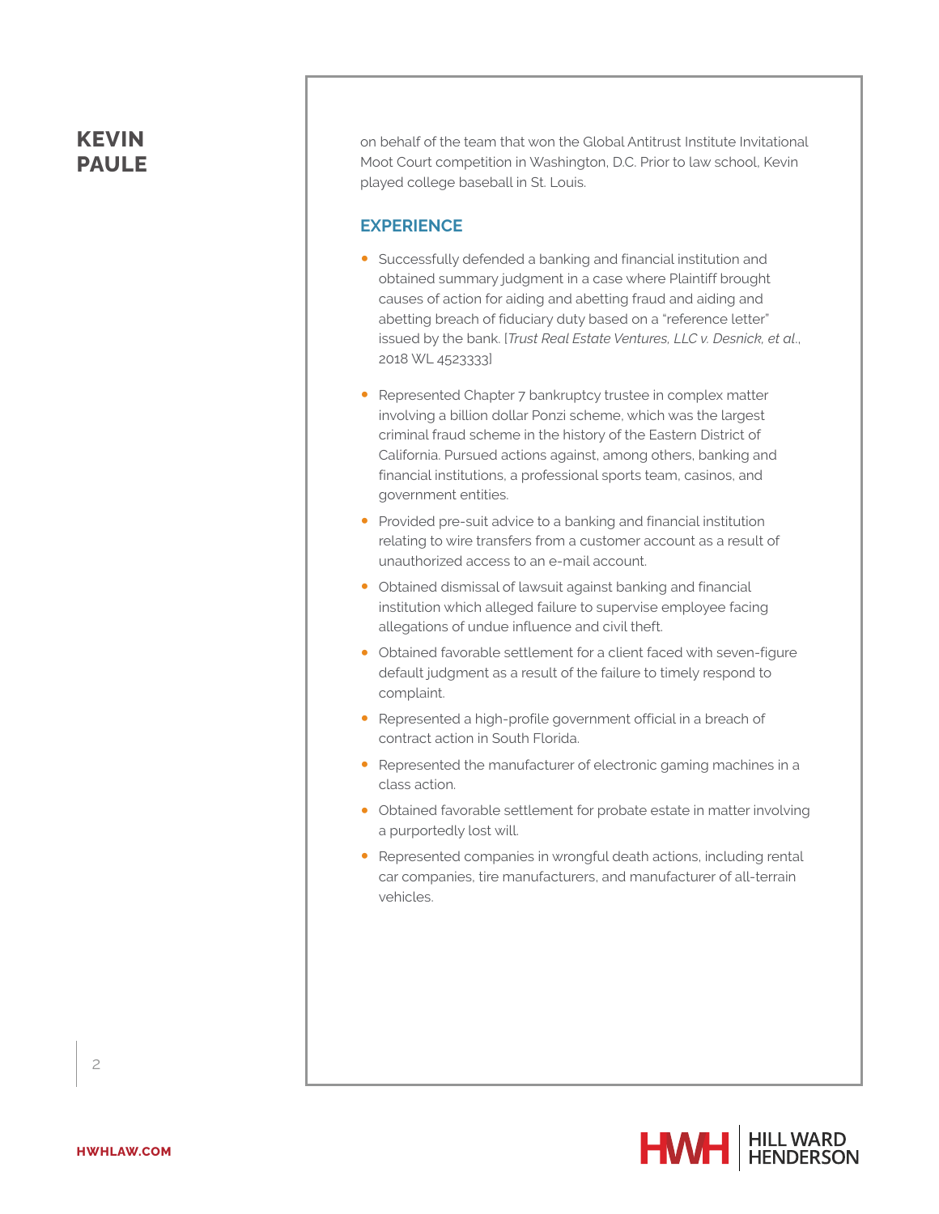on behalf of the team that won the Global Antitrust Institute Invitational Moot Court competition in Washington, D.C. Prior to law school, Kevin played college baseball in St. Louis.

## EXPERIENCE

- Successfully defended a banking and financial institution and obtained summary judgment in a case where Plaintiff brought causes of action for aiding and abetting fraud and aiding and abetting breach of fiduciary duty based on a "reference letter" issued by the bank. [*Trust Real Estate Ventures, LLC v. Desnick, et al.*, 2018 WL 4523333]
- Represented Chapter 7 bankruptcy trustee in complex matter involving a billion dollar Ponzi scheme, which was the largest criminal fraud scheme in the history of the Eastern District of California. Pursued actions against, among others, banking and financial institutions, a professional sports team, casinos, and government entities.
- Provided pre-suit advice to a banking and financial institution relating to wire transfers from a customer account as a result of unauthorized access to an e-mail account.
- Obtained dismissal of lawsuit against banking and financial institution which alleged failure to supervise employee facing allegations of undue influence and civil theft.
- Obtained favorable settlement for a client faced with seven-figure default judgment as a result of the failure to timely respond to complaint.
- Represented a high-profile government official in a breach of contract action in South Florida.
- Represented the manufacturer of electronic gaming machines in a class action.
- Obtained favorable settlement for probate estate in matter involving a purportedly lost will.
- Represented companies in wrongful death actions, including rental car companies, tire manufacturers, and manufacturer of all-terrain vehicles.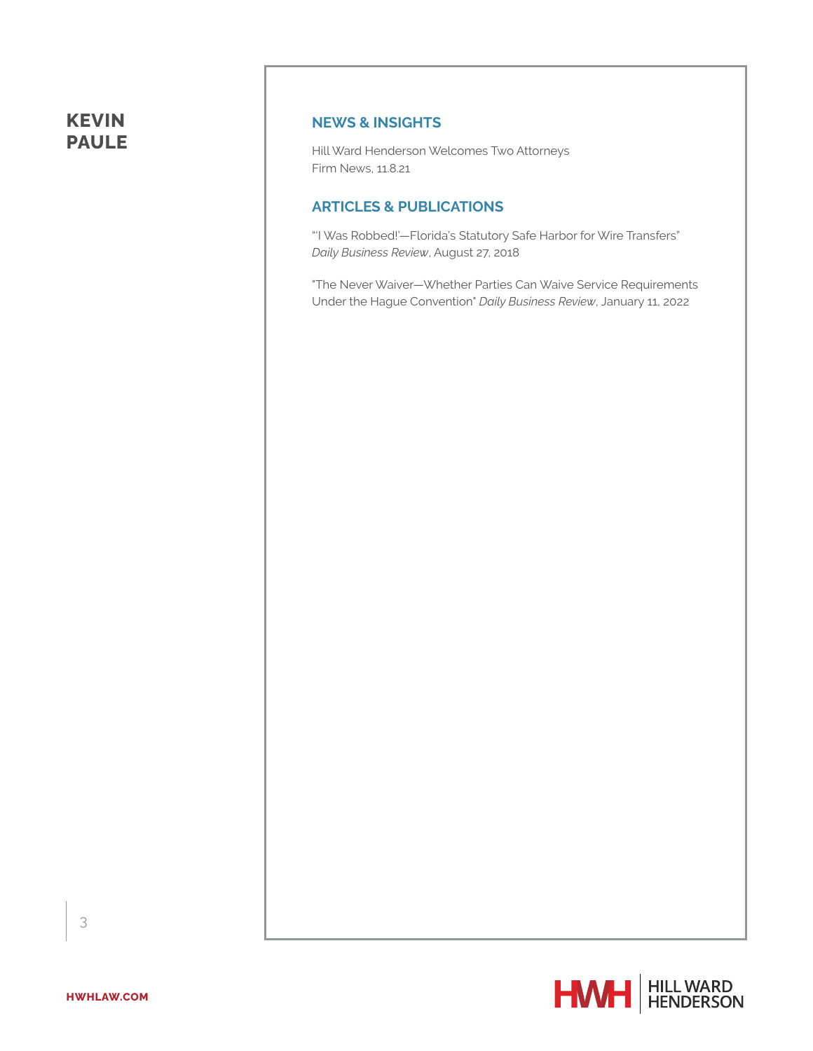# KEVIN PAULE

## NEWS & INSIGHTS

Hill Ward Henderson Welcomes Two Attorneys
Firm News, 11.8.21

## ARTICLES & PUBLICATIONS

"'I Was Robbed!'—Florida's Statutory Safe Harbor for Wire Transfers"
*Daily Business Review*, August 27, 2018

"The Never Waiver—Whether Parties Can Waive Service Requirements Under the Hague Convention" *Daily Business Review*, January 11, 2022